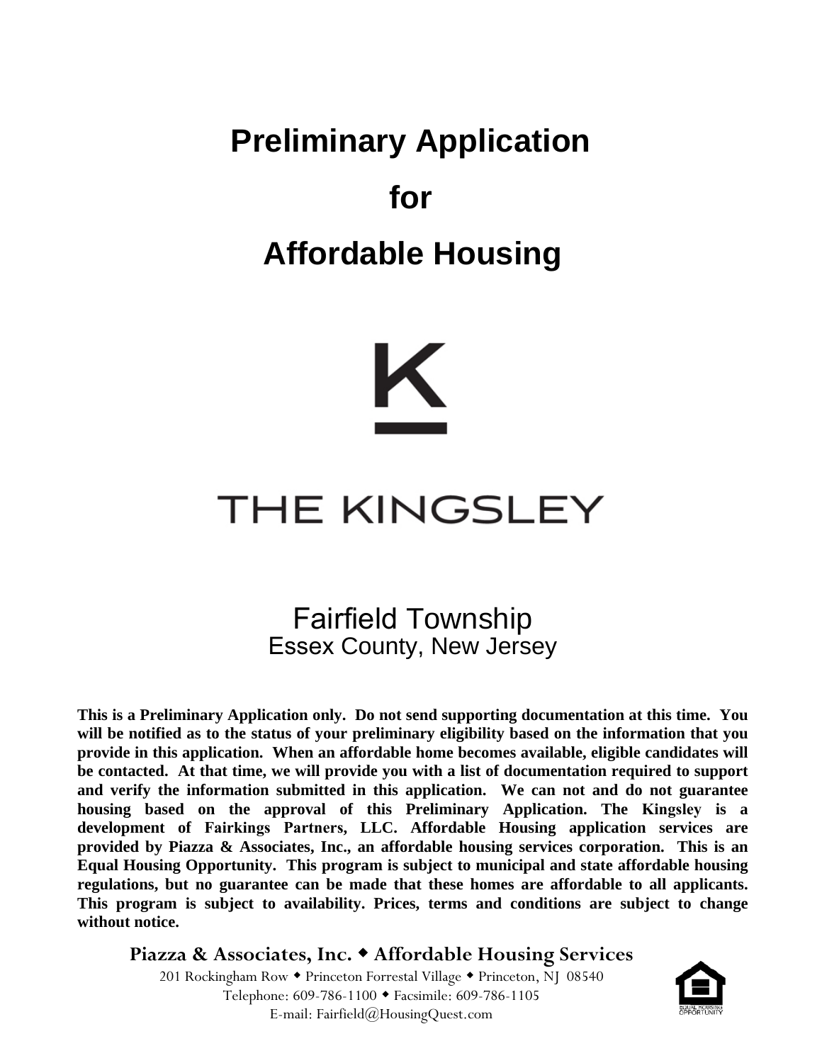# Preliminary Application

# for

# Affordable Housing

THE KINGSLEY

Fairfield Township

Essex County, New Jersey

**This is a Preliminary Application only. Do not send supporting documentation at this time. You will be notified as to the status of your preliminary eligibility based on the information that you provide in this application. When an affordable home becomes available, eligible candidates will be contacted. At that time, we will provide you with a list of documentation required to support and verify the information submitted in this application. We can not and do not guarantee housing based on the approval of this Preliminary Application. The Kingsley is a development of Fairkings Partners, LLC. Affordable Housing application services are provided by Piazza & Associates, Inc., an affordable housing services corporation. This is an Equal Housing Opportunity. This program is subject to municipal and state affordable housing regulations, but no guarantee can be made that these homes are affordable to all applicants. This program is subject to availability. Prices, terms and conditions are subject to change without notice.**

**Piazza & Associates, Inc. ◆ Affordable Housing Services**

201 Rockingham Row ◆ Princeton Forrestal Village ◆ Princeton, NJ 08540

Telephone: 609-786-1100 ◆ Facsimile: 609-786-1105

E-mail: Fairfield@HousingQuest.com

EQUAL HOUSING OPPORTUNITY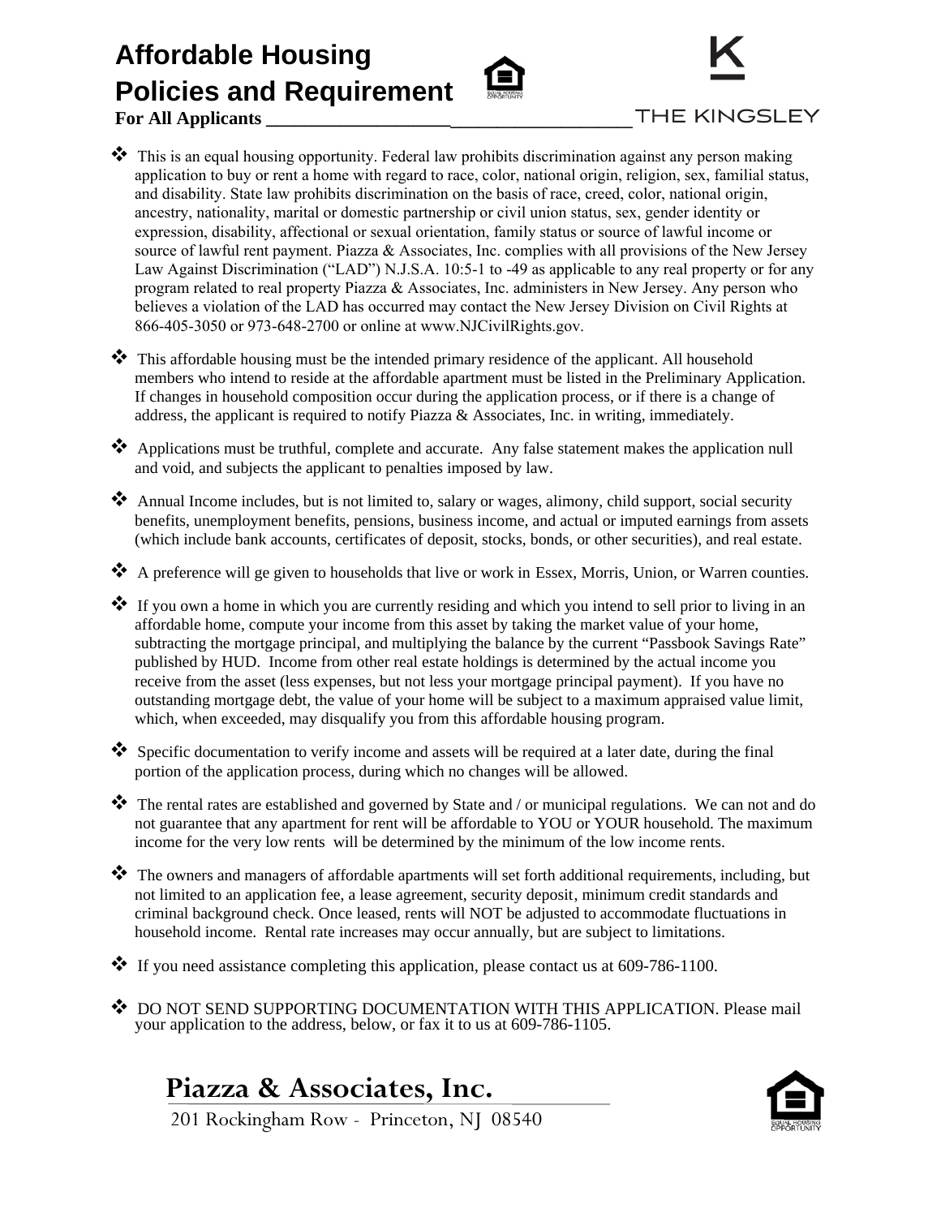# Affordable Housing Policies and Requirement

THE KINGSLEY

**For All Applicants ______________________________________**

- This is an equal housing opportunity. Federal law prohibits discrimination against any person making application to buy or rent a home with regard to race, color, national origin, religion, sex, familial status, and disability. State law prohibits discrimination on the basis of race, creed, color, national origin, ancestry, nationality, marital or domestic partnership or civil union status, sex, gender identity or expression, disability, affectional or sexual orientation, family status or source of lawful income or source of lawful rent payment. Piazza & Associates, Inc. complies with all provisions of the New Jersey Law Against Discrimination ("LAD") N.J.S.A. 10:5-1 to -49 as applicable to any real property or for any program related to real property Piazza & Associates, Inc. administers in New Jersey. Any person who believes a violation of the LAD has occurred may contact the New Jersey Division on Civil Rights at 866-405-3050 or 973-648-2700 or online at www.NJCivilRights.gov.

- This affordable housing must be the intended primary residence of the applicant. All household members who intend to reside at the affordable apartment must be listed in the Preliminary Application. If changes in household composition occur during the application process, or if there is a change of address, the applicant is required to notify Piazza & Associates, Inc. in writing, immediately.

- Applications must be truthful, complete and accurate. Any false statement makes the application null and void, and subjects the applicant to penalties imposed by law.

- Annual Income includes, but is not limited to, salary or wages, alimony, child support, social security benefits, unemployment benefits, pensions, business income, and actual or imputed earnings from assets (which include bank accounts, certificates of deposit, stocks, bonds, or other securities), and real estate.

- A preference will ge given to households that live or work in Essex, Morris, Union, or Warren counties.

- If you own a home in which you are currently residing and which you intend to sell prior to living in an affordable home, compute your income from this asset by taking the market value of your home, subtracting the mortgage principal, and multiplying the balance by the current "Passbook Savings Rate" published by HUD. Income from other real estate holdings is determined by the actual income you receive from the asset (less expenses, but not less your mortgage principal payment). If you have no outstanding mortgage debt, the value of your home will be subject to a maximum appraised value limit, which, when exceeded, may disqualify you from this affordable housing program.

- Specific documentation to verify income and assets will be required at a later date, during the final portion of the application process, during which no changes will be allowed.

- The rental rates are established and governed by State and / or municipal regulations. We can not and do not guarantee that any apartment for rent will be affordable to YOU or YOUR household. The maximum income for the very low rents will be determined by the minimum of the low income rents.

- The owners and managers of affordable apartments will set forth additional requirements, including, but not limited to an application fee, a lease agreement, security deposit, minimum credit standards and criminal background check. Once leased, rents will NOT be adjusted to accommodate fluctuations in household income. Rental rate increases may occur annually, but are subject to limitations.

- If you need assistance completing this application, please contact us at 609-786-1100.

- DO NOT SEND SUPPORTING DOCUMENTATION WITH THIS APPLICATION. Please mail your application to the address, below, or fax it to us at 609-786-1105.

**Piazza & Associates, Inc.**

201 Rockingham Row - Princeton, NJ 08540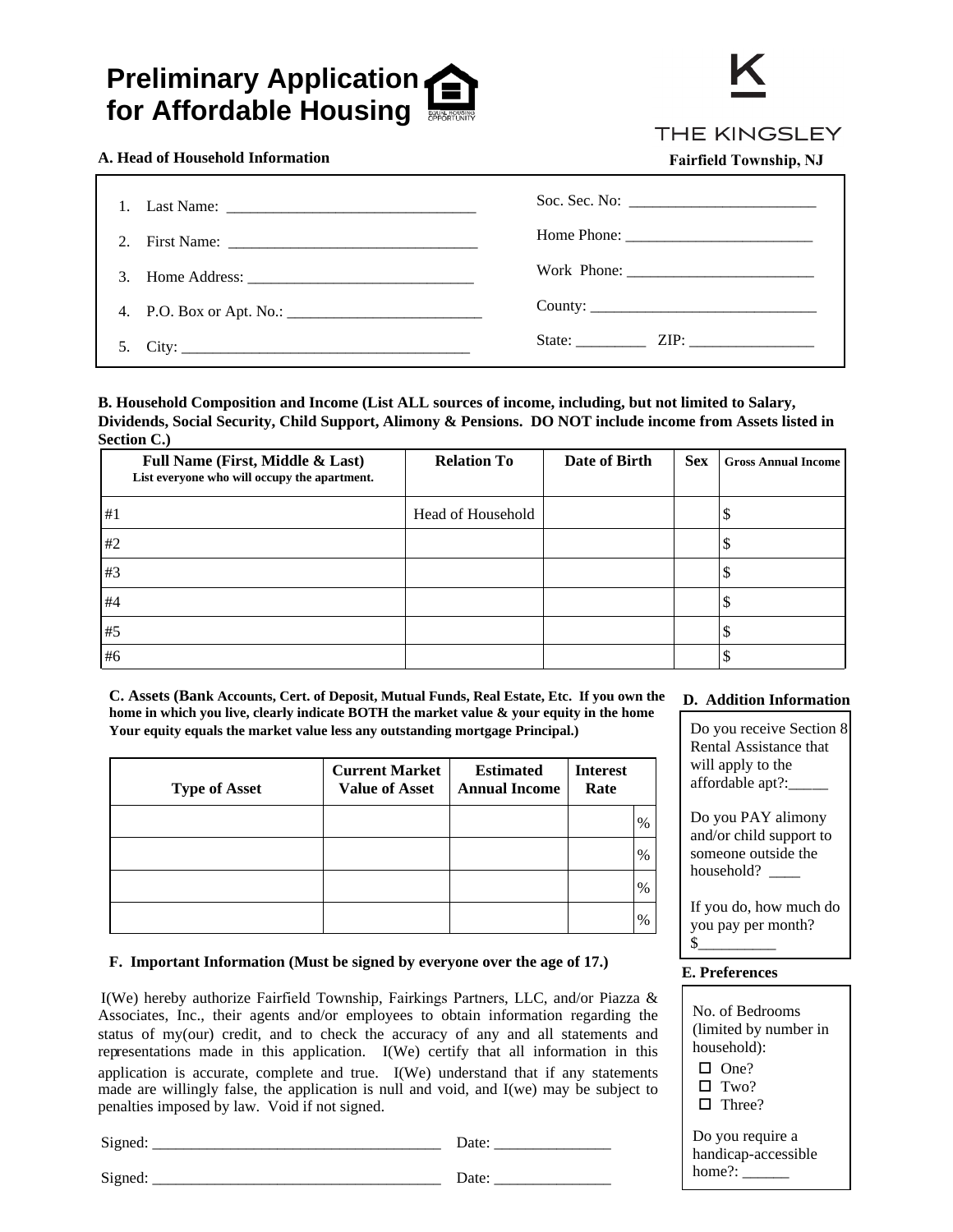# Preliminary Application for Affordable Housing

THE KINGSLEY

Fairfield Township, NJ

## A. Head of Household Information

1. Last Name: ________________________________
2. First Name: ________________________________
3. Home Address: _____________________________
4. P.O. Box or Apt. No.: _________________________
5. City: ____________________________________

Soc. Sec. No: ________________________

Home Phone: ________________________

Work Phone: ________________________

County: _____________________________

State: _________ ZIP: ________________

## B. Household Composition and Income (List ALL sources of income, including, but not limited to Salary, Dividends, Social Security, Child Support, Alimony & Pensions. DO NOT include income from Assets listed in Section C.)

| Full Name (First, Middle & Last) List everyone who will occupy the apartment. | Relation To | Date of Birth | Sex | Gross Annual Income |
|---|---|---|---|---|
| #1 | Head of Household | | | $ |
| #2 | | | | $ |
| #3 | | | | $ |
| #4 | | | | $ |
| #5 | | | | $ |
| #6 | | | | $ |

## C. Assets (Bank Accounts, Cert. of Deposit, Mutual Funds, Real Estate, Etc. If you own the home in which you live, clearly indicate BOTH the market value & your equity in the home Your equity equals the market value less any outstanding mortgage Principal.)

| Type of Asset | Current Market Value of Asset | Estimated Annual Income | Interest Rate |
|---|---|---|---|
| | | | % |
| | | | % |
| | | | % |
| | | | % |

## D. Addition Information

Do you receive Section 8 Rental Assistance that will apply to the affordable apt?:_____

Do you PAY alimony and/or child support to someone outside the household? ____

If you do, how much do you pay per month? $__________

## E. Preferences

No. of Bedrooms (limited by number in household):

- ☐ One?
- ☐ Two?
- ☐ Three?

Do you require a handicap-accessible home?: ______

## F. Important Information (Must be signed by everyone over the age of 17.)

I(We) hereby authorize Fairfield Township, Fairkings Partners, LLC, and/or Piazza & Associates, Inc., their agents and/or employees to obtain information regarding the status of my(our) credit, and to check the accuracy of any and all statements and representations made in this application. I(We) certify that all information in this application is accurate, complete and true. I(We) understand that if any statements made are willingly false, the application is null and void, and I(we) may be subject to penalties imposed by law. Void if not signed.

Signed: ____________________________________ Date: _______________

Signed: ____________________________________ Date: _______________